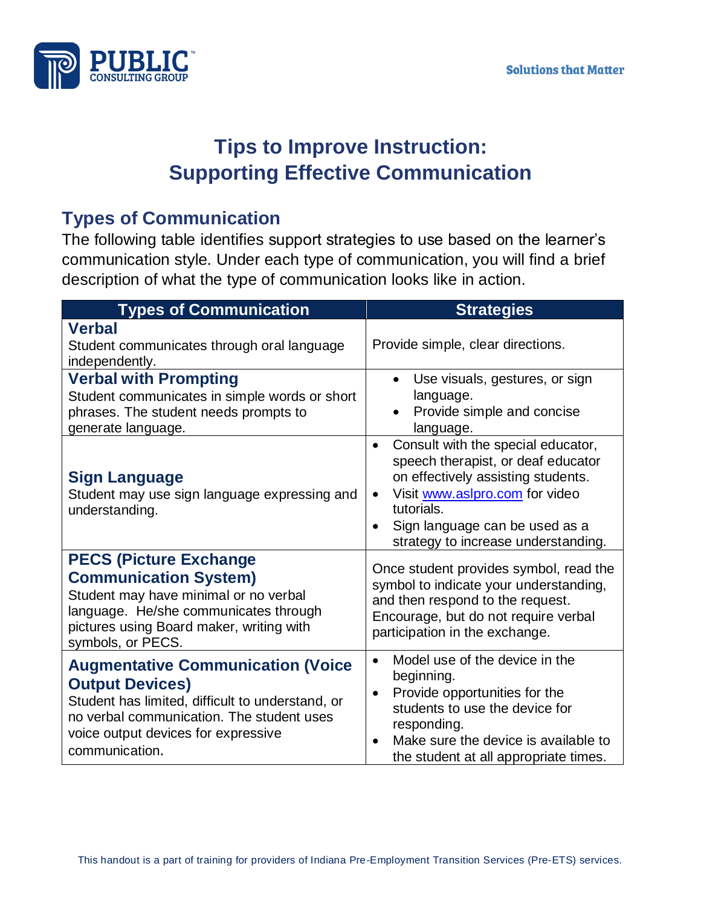# Tips to Improve Instruction: Supporting Effective Communication

## Types of Communication

The following table identifies support strategies to use based on the learner's communication style. Under each type of communication, you will find a brief description of what the type of communication looks like in action.

| Types of Communication | Strategies |
|---|---|
| **Verbal**<br>Student communicates through oral language independently. | Provide simple, clear directions. |
| **Verbal with Prompting**<br>Student communicates in simple words or short phrases. The student needs prompts to generate language. | • Use visuals, gestures, or sign language.<br>• Provide simple and concise language. |
| **Sign Language**<br>Student may use sign language expressing and understanding. | • Consult with the special educator, speech therapist, or deaf educator on effectively assisting students.<br>• Visit [www.aslpro.com](http://www.aslpro.com) for video tutorials.<br>• Sign language can be used as a strategy to increase understanding. |
| **PECS (Picture Exchange Communication System)**<br>Student may have minimal or no verbal language. He/she communicates through pictures using Board maker, writing with symbols, or PECS. | Once student provides symbol, read the symbol to indicate your understanding, and then respond to the request. Encourage, but do not require verbal participation in the exchange. |
| **Augmentative Communication (Voice Output Devices)**<br>Student has limited, difficult to understand, or no verbal communication. The student uses voice output devices for expressive communication. | • Model use of the device in the beginning.<br>• Provide opportunities for the students to use the device for responding.<br>• Make sure the device is available to the student at all appropriate times. |

This handout is a part of training for providers of Indiana Pre-Employment Transition Services (Pre-ETS) services.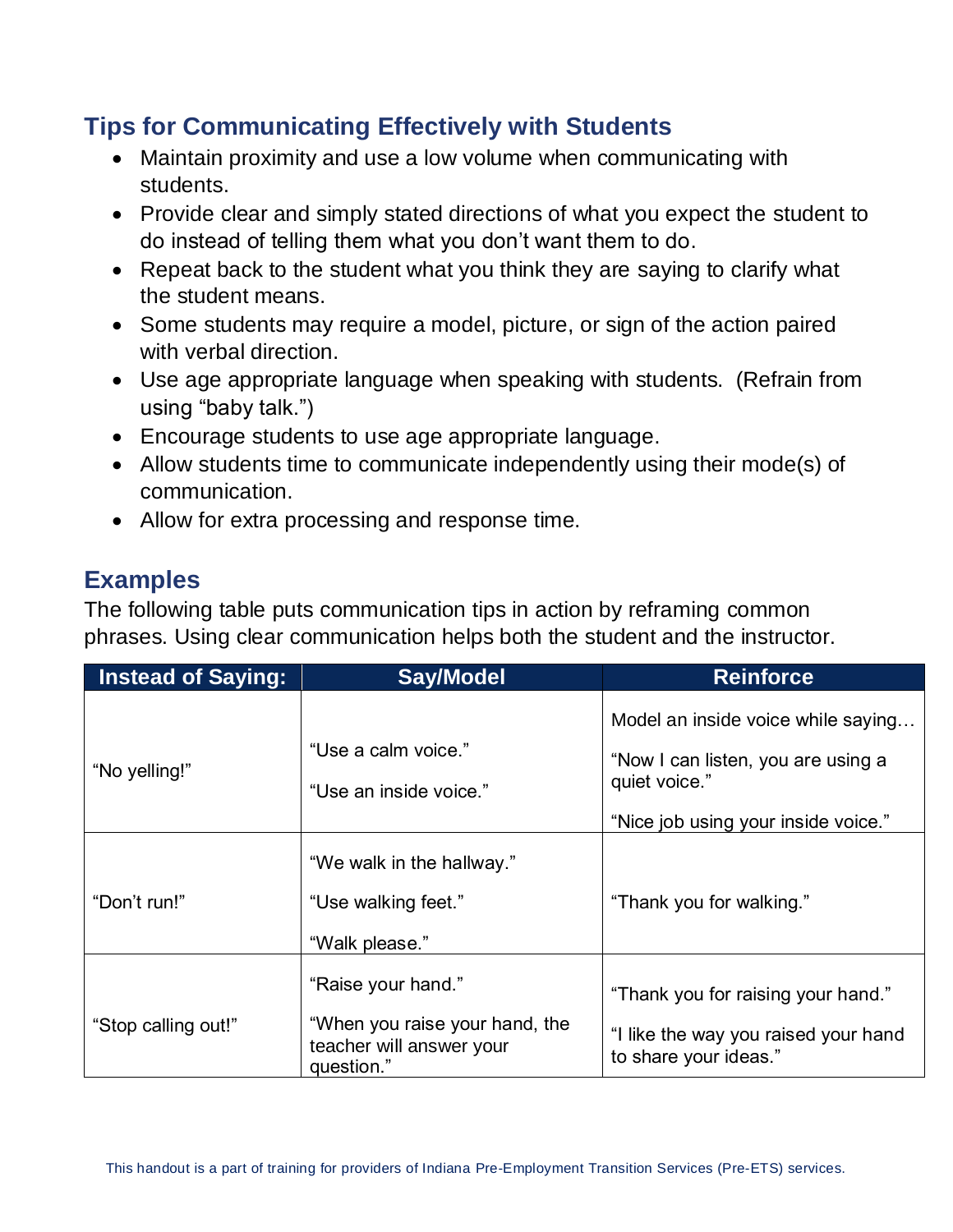## Tips for Communicating Effectively with Students

- Maintain proximity and use a low volume when communicating with students.
- Provide clear and simply stated directions of what you expect the student to do instead of telling them what you don't want them to do.
- Repeat back to the student what you think they are saying to clarify what the student means.
- Some students may require a model, picture, or sign of the action paired with verbal direction.
- Use age appropriate language when speaking with students. (Refrain from using "baby talk.")
- Encourage students to use age appropriate language.
- Allow students time to communicate independently using their mode(s) of communication.
- Allow for extra processing and response time.

## Examples

The following table puts communication tips in action by reframing common phrases. Using clear communication helps both the student and the instructor.

| Instead of Saying: | Say/Model | Reinforce |
| --- | --- | --- |
| "No yelling!" | "Use a calm voice."<br><br>"Use an inside voice." | Model an inside voice while saying…<br><br>"Now I can listen, you are using a quiet voice."<br><br>"Nice job using your inside voice." |
| "Don't run!" | "We walk in the hallway."<br><br>"Use walking feet."<br><br>"Walk please." | "Thank you for walking." |
| "Stop calling out!" | "Raise your hand."<br><br>"When you raise your hand, the teacher will answer your question." | "Thank you for raising your hand."<br><br>"I like the way you raised your hand to share your ideas." |

This handout is a part of training for providers of Indiana Pre-Employment Transition Services (Pre-ETS) services.